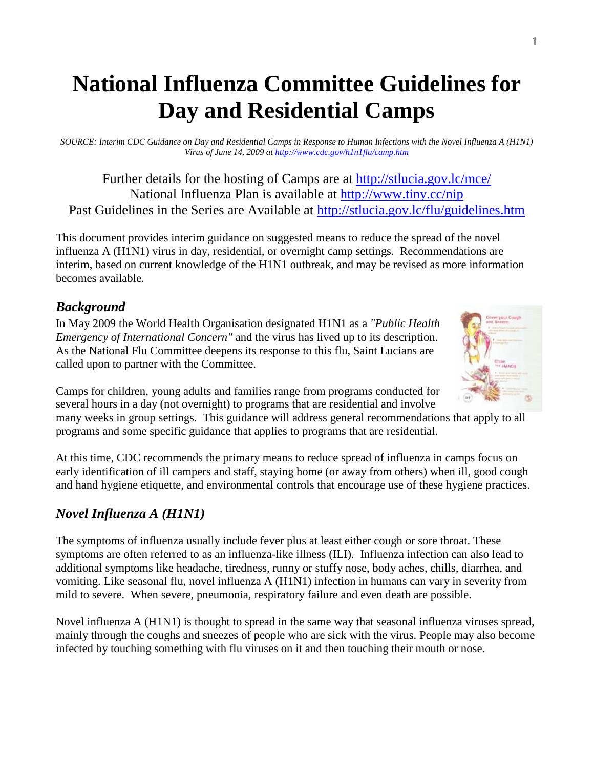# National Influenza Committee Guidelines for Day and Residential Camps

*SOURCE: Interim CDC Guidance on Day and Residential Camps in Response to Human Infections with the Novel Influenza A (H1N1) Virus of June 14, 2009 at http://www.cdc.gov/h1n1flu/camp.htm*

Further details for the hosting of Camps are at http://stlucia.gov.lc/mce/
National Influenza Plan is available at http://www.tiny.cc/nip
Past Guidelines in the Series are Available at http://stlucia.gov.lc/flu/guidelines.htm

This document provides interim guidance on suggested means to reduce the spread of the novel influenza A (H1N1) virus in day, residential, or overnight camp settings. Recommendations are interim, based on current knowledge of the H1N1 outbreak, and may be revised as more information becomes available.

## *Background*

In May 2009 the World Health Organisation designated H1N1 as a *"Public Health Emergency of International Concern"* and the virus has lived up to its description. As the National Flu Committee deepens its response to this flu, Saint Lucians are called upon to partner with the Committee.

Camps for children, young adults and families range from programs conducted for several hours in a day (not overnight) to programs that are residential and involve many weeks in group settings. This guidance will address general recommendations that apply to all programs and some specific guidance that applies to programs that are residential.

At this time, CDC recommends the primary means to reduce spread of influenza in camps focus on early identification of ill campers and staff, staying home (or away from others) when ill, good cough and hand hygiene etiquette, and environmental controls that encourage use of these hygiene practices.

## *Novel Influenza A (H1N1)*

The symptoms of influenza usually include fever plus at least either cough or sore throat. These symptoms are often referred to as an influenza-like illness (ILI). Influenza infection can also lead to additional symptoms like headache, tiredness, runny or stuffy nose, body aches, chills, diarrhea, and vomiting. Like seasonal flu, novel influenza A (H1N1) infection in humans can vary in severity from mild to severe. When severe, pneumonia, respiratory failure and even death are possible.

Novel influenza A (H1N1) is thought to spread in the same way that seasonal influenza viruses spread, mainly through the coughs and sneezes of people who are sick with the virus. People may also become infected by touching something with flu viruses on it and then touching their mouth or nose.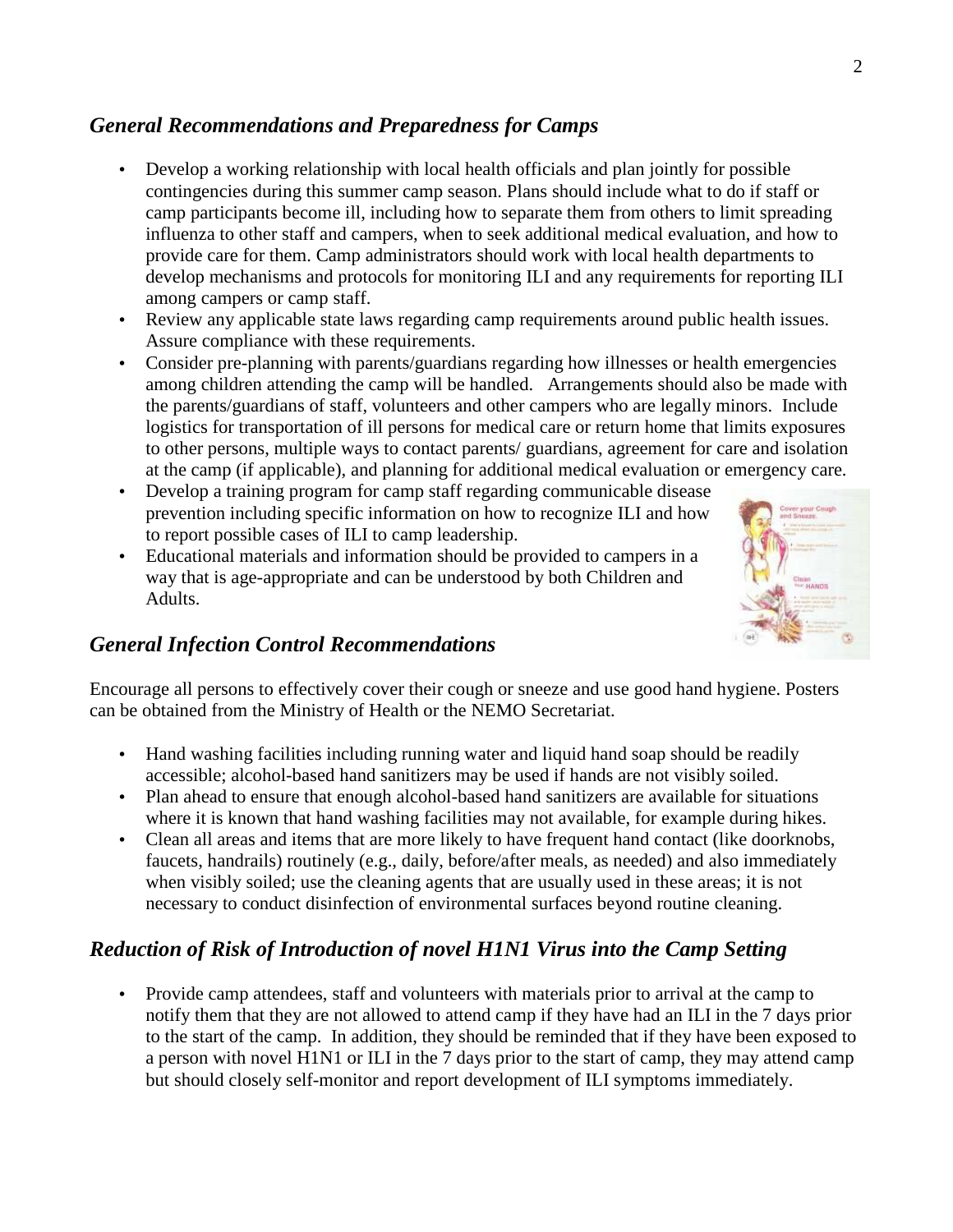## *General Recommendations and Preparedness for Camps*

- Develop a working relationship with local health officials and plan jointly for possible contingencies during this summer camp season. Plans should include what to do if staff or camp participants become ill, including how to separate them from others to limit spreading influenza to other staff and campers, when to seek additional medical evaluation, and how to provide care for them. Camp administrators should work with local health departments to develop mechanisms and protocols for monitoring ILI and any requirements for reporting ILI among campers or camp staff.
- Review any applicable state laws regarding camp requirements around public health issues. Assure compliance with these requirements.
- Consider pre-planning with parents/guardians regarding how illnesses or health emergencies among children attending the camp will be handled. Arrangements should also be made with the parents/guardians of staff, volunteers and other campers who are legally minors. Include logistics for transportation of ill persons for medical care or return home that limits exposures to other persons, multiple ways to contact parents/ guardians, agreement for care and isolation at the camp (if applicable), and planning for additional medical evaluation or emergency care.
- Develop a training program for camp staff regarding communicable disease prevention including specific information on how to recognize ILI and how to report possible cases of ILI to camp leadership.
- Educational materials and information should be provided to campers in a way that is age-appropriate and can be understood by both Children and Adults.

## *General Infection Control Recommendations*

Encourage all persons to effectively cover their cough or sneeze and use good hand hygiene. Posters can be obtained from the Ministry of Health or the NEMO Secretariat.

- Hand washing facilities including running water and liquid hand soap should be readily accessible; alcohol-based hand sanitizers may be used if hands are not visibly soiled.
- Plan ahead to ensure that enough alcohol-based hand sanitizers are available for situations where it is known that hand washing facilities may not available, for example during hikes.
- Clean all areas and items that are more likely to have frequent hand contact (like doorknobs, faucets, handrails) routinely (e.g., daily, before/after meals, as needed) and also immediately when visibly soiled; use the cleaning agents that are usually used in these areas; it is not necessary to conduct disinfection of environmental surfaces beyond routine cleaning.

## *Reduction of Risk of Introduction of novel H1N1 Virus into the Camp Setting*

- Provide camp attendees, staff and volunteers with materials prior to arrival at the camp to notify them that they are not allowed to attend camp if they have had an ILI in the 7 days prior to the start of the camp. In addition, they should be reminded that if they have been exposed to a person with novel H1N1 or ILI in the 7 days prior to the start of camp, they may attend camp but should closely self-monitor and report development of ILI symptoms immediately.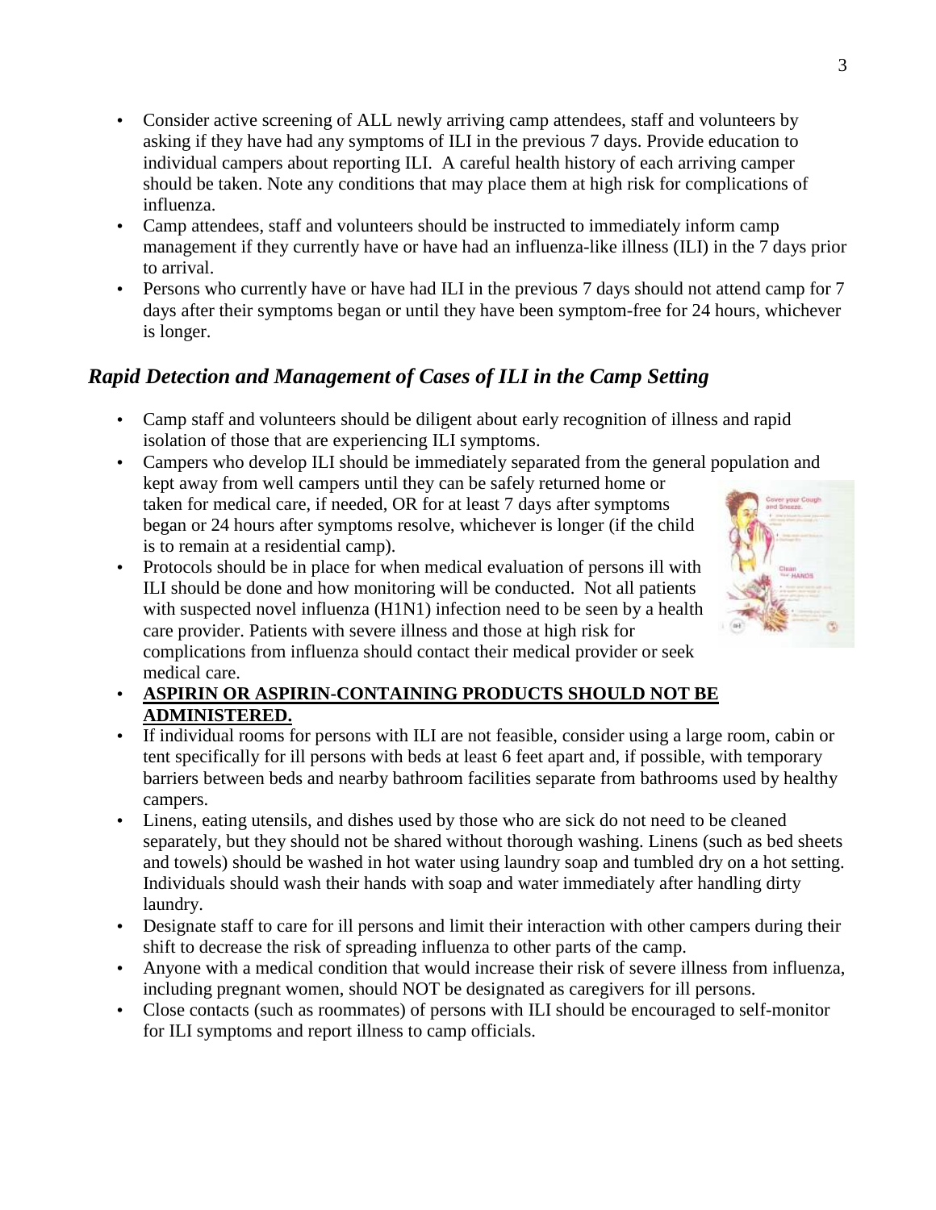- Consider active screening of ALL newly arriving camp attendees, staff and volunteers by asking if they have had any symptoms of ILI in the previous 7 days. Provide education to individual campers about reporting ILI. A careful health history of each arriving camper should be taken. Note any conditions that may place them at high risk for complications of influenza.
- Camp attendees, staff and volunteers should be instructed to immediately inform camp management if they currently have or have had an influenza-like illness (ILI) in the 7 days prior to arrival.
- Persons who currently have or have had ILI in the previous 7 days should not attend camp for 7 days after their symptoms began or until they have been symptom-free for 24 hours, whichever is longer.

## *Rapid Detection and Management of Cases of ILI in the Camp Setting*

- Camp staff and volunteers should be diligent about early recognition of illness and rapid isolation of those that are experiencing ILI symptoms.
- Campers who develop ILI should be immediately separated from the general population and kept away from well campers until they can be safely returned home or taken for medical care, if needed, OR for at least 7 days after symptoms began or 24 hours after symptoms resolve, whichever is longer (if the child is to remain at a residential camp).
- Protocols should be in place for when medical evaluation of persons ill with ILI should be done and how monitoring will be conducted. Not all patients with suspected novel influenza (H1N1) infection need to be seen by a health care provider. Patients with severe illness and those at high risk for complications from influenza should contact their medical provider or seek medical care.
- **ASPIRIN OR ASPIRIN-CONTAINING PRODUCTS SHOULD NOT BE ADMINISTERED.**
- If individual rooms for persons with ILI are not feasible, consider using a large room, cabin or tent specifically for ill persons with beds at least 6 feet apart and, if possible, with temporary barriers between beds and nearby bathroom facilities separate from bathrooms used by healthy campers.
- Linens, eating utensils, and dishes used by those who are sick do not need to be cleaned separately, but they should not be shared without thorough washing. Linens (such as bed sheets and towels) should be washed in hot water using laundry soap and tumbled dry on a hot setting. Individuals should wash their hands with soap and water immediately after handling dirty laundry.
- Designate staff to care for ill persons and limit their interaction with other campers during their shift to decrease the risk of spreading influenza to other parts of the camp.
- Anyone with a medical condition that would increase their risk of severe illness from influenza, including pregnant women, should NOT be designated as caregivers for ill persons.
- Close contacts (such as roommates) of persons with ILI should be encouraged to self-monitor for ILI symptoms and report illness to camp officials.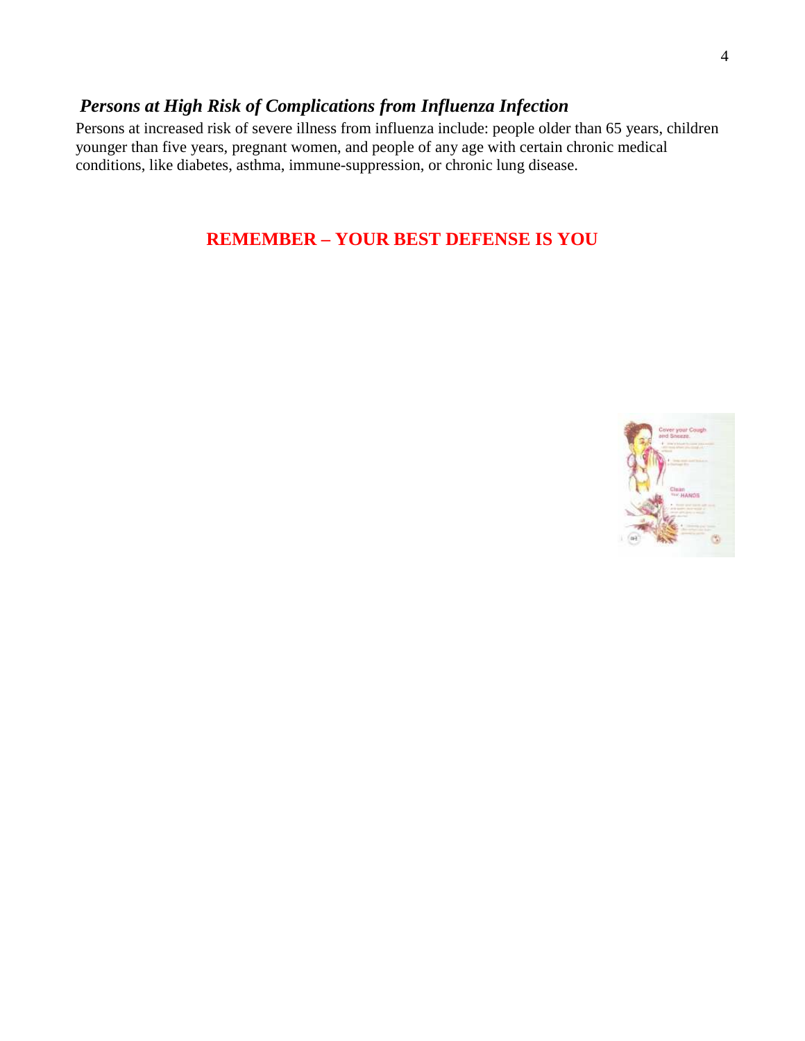### *Persons at High Risk of Complications from Influenza Infection*

Persons at increased risk of severe illness from influenza include: people older than 65 years, children younger than five years, pregnant women, and people of any age with certain chronic medical conditions, like diabetes, asthma, immune-suppression, or chronic lung disease.

**REMEMBER – YOUR BEST DEFENSE IS YOU**